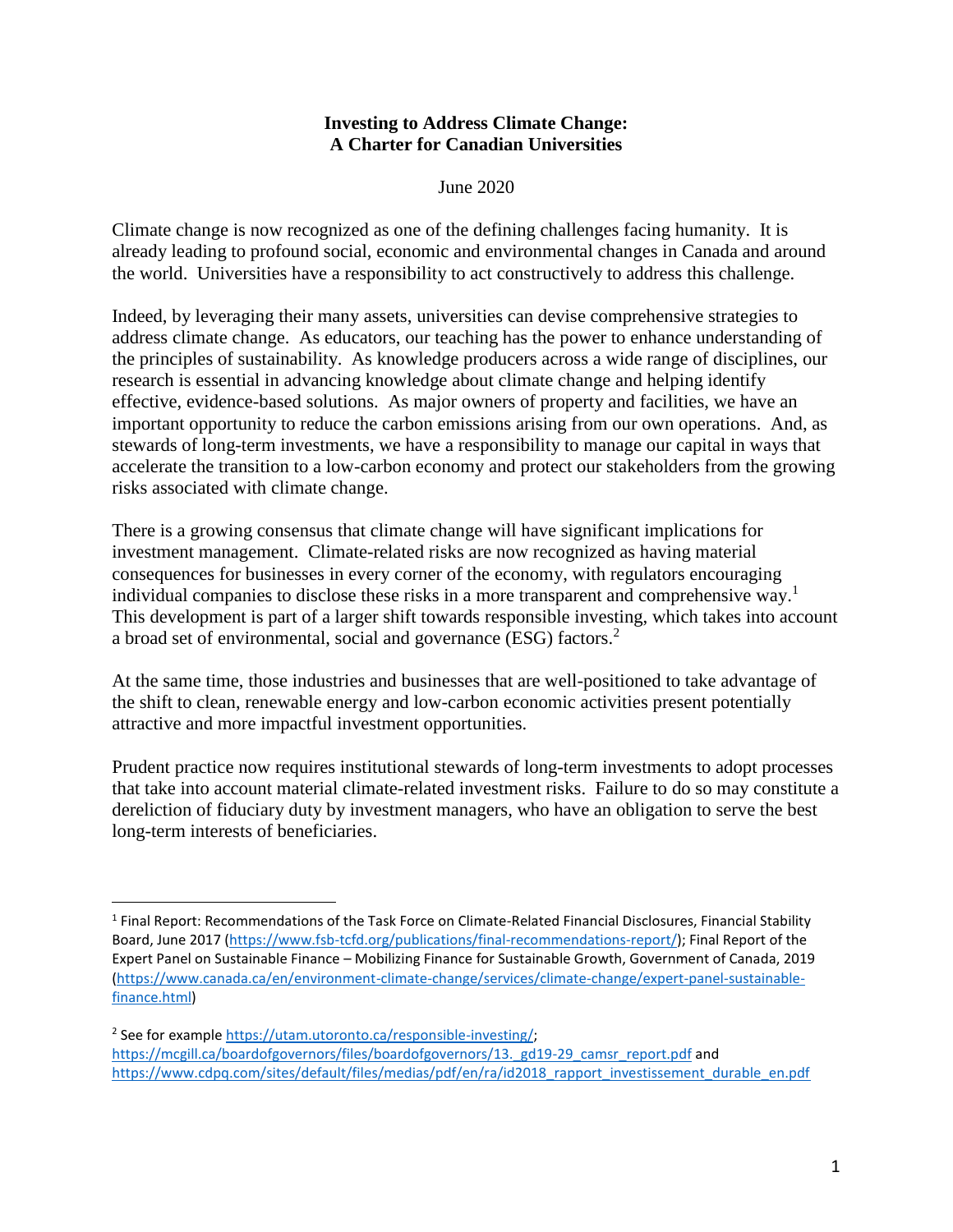# Investing to Address Climate Change: A Charter for Canadian Universities

June 2020

Climate change is now recognized as one of the defining challenges facing humanity. It is already leading to profound social, economic and environmental changes in Canada and around the world. Universities have a responsibility to act constructively to address this challenge.

Indeed, by leveraging their many assets, universities can devise comprehensive strategies to address climate change. As educators, our teaching has the power to enhance understanding of the principles of sustainability. As knowledge producers across a wide range of disciplines, our research is essential in advancing knowledge about climate change and helping identify effective, evidence-based solutions. As major owners of property and facilities, we have an important opportunity to reduce the carbon emissions arising from our own operations. And, as stewards of long-term investments, we have a responsibility to manage our capital in ways that accelerate the transition to a low-carbon economy and protect our stakeholders from the growing risks associated with climate change.

There is a growing consensus that climate change will have significant implications for investment management. Climate-related risks are now recognized as having material consequences for businesses in every corner of the economy, with regulators encouraging individual companies to disclose these risks in a more transparent and comprehensive way.[1] This development is part of a larger shift towards responsible investing, which takes into account a broad set of environmental, social and governance (ESG) factors.[2]

At the same time, those industries and businesses that are well-positioned to take advantage of the shift to clean, renewable energy and low-carbon economic activities present potentially attractive and more impactful investment opportunities.

Prudent practice now requires institutional stewards of long-term investments to adopt processes that take into account material climate-related investment risks. Failure to do so may constitute a dereliction of fiduciary duty by investment managers, who have an obligation to serve the best long-term interests of beneficiaries.

---

[1] Final Report: Recommendations of the Task Force on Climate-Related Financial Disclosures, Financial Stability Board, June 2017 (https://www.fsb-tcfd.org/publications/final-recommendations-report/); Final Report of the Expert Panel on Sustainable Finance – Mobilizing Finance for Sustainable Growth, Government of Canada, 2019 (https://www.canada.ca/en/environment-climate-change/services/climate-change/expert-panel-sustainable-finance.html)

[2] See for example https://utam.utoronto.ca/responsible-investing/; https://mcgill.ca/boardofgovernors/files/boardofgovernors/13._gd19-29_camsr_report.pdf and https://www.cdpq.com/sites/default/files/medias/pdf/en/ra/id2018_rapport_investissement_durable_en.pdf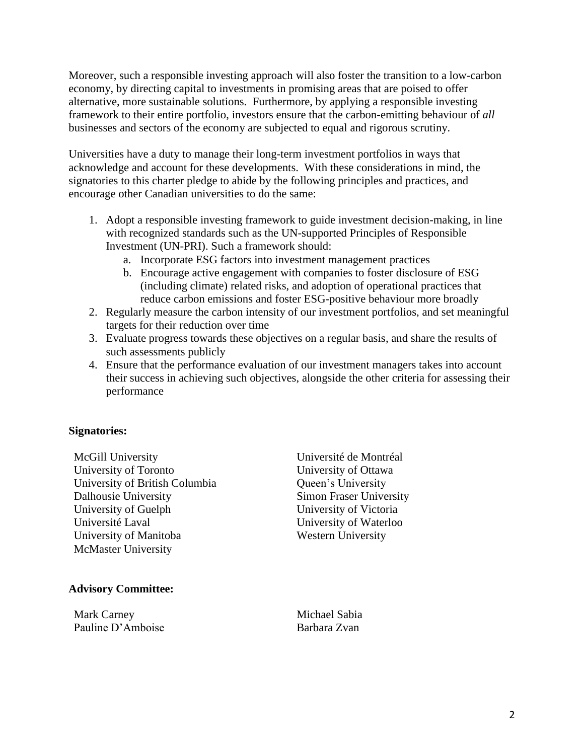Moreover, such a responsible investing approach will also foster the transition to a low-carbon economy, by directing capital to investments in promising areas that are poised to offer alternative, more sustainable solutions. Furthermore, by applying a responsible investing framework to their entire portfolio, investors ensure that the carbon-emitting behaviour of *all* businesses and sectors of the economy are subjected to equal and rigorous scrutiny.

Universities have a duty to manage their long-term investment portfolios in ways that acknowledge and account for these developments. With these considerations in mind, the signatories to this charter pledge to abide by the following principles and practices, and encourage other Canadian universities to do the same:

1. Adopt a responsible investing framework to guide investment decision-making, in line with recognized standards such as the UN-supported Principles of Responsible Investment (UN-PRI). Such a framework should:
    a. Incorporate ESG factors into investment management practices
    b. Encourage active engagement with companies to foster disclosure of ESG (including climate) related risks, and adoption of operational practices that reduce carbon emissions and foster ESG-positive behaviour more broadly
2. Regularly measure the carbon intensity of our investment portfolios, and set meaningful targets for their reduction over time
3. Evaluate progress towards these objectives on a regular basis, and share the results of such assessments publicly
4. Ensure that the performance evaluation of our investment managers takes into account their success in achieving such objectives, alongside the other criteria for assessing their performance

**Signatories:**

McGill University
University of Toronto
University of British Columbia
Dalhousie University
University of Guelph
Université Laval
University of Manitoba
McMaster University
Université de Montréal
University of Ottawa
Queen's University
Simon Fraser University
University of Victoria
University of Waterloo
Western University

**Advisory Committee:**

Mark Carney
Pauline D'Amboise
Michael Sabia
Barbara Zvan